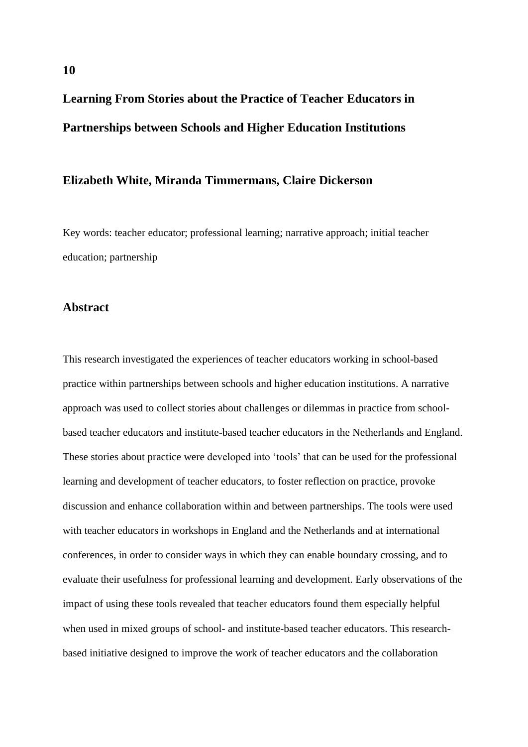**10**

# Learning From Stories about the Practice of Teacher Educators in Partnerships between Schools and Higher Education Institutions

## Elizabeth White, Miranda Timmermans, Claire Dickerson

Key words: teacher educator; professional learning; narrative approach; initial teacher education; partnership

## Abstract

This research investigated the experiences of teacher educators working in school-based practice within partnerships between schools and higher education institutions. A narrative approach was used to collect stories about challenges or dilemmas in practice from school-based teacher educators and institute-based teacher educators in the Netherlands and England. These stories about practice were developed into 'tools' that can be used for the professional learning and development of teacher educators, to foster reflection on practice, provoke discussion and enhance collaboration within and between partnerships. The tools were used with teacher educators in workshops in England and the Netherlands and at international conferences, in order to consider ways in which they can enable boundary crossing, and to evaluate their usefulness for professional learning and development. Early observations of the impact of using these tools revealed that teacher educators found them especially helpful when used in mixed groups of school- and institute-based teacher educators. This research-based initiative designed to improve the work of teacher educators and the collaboration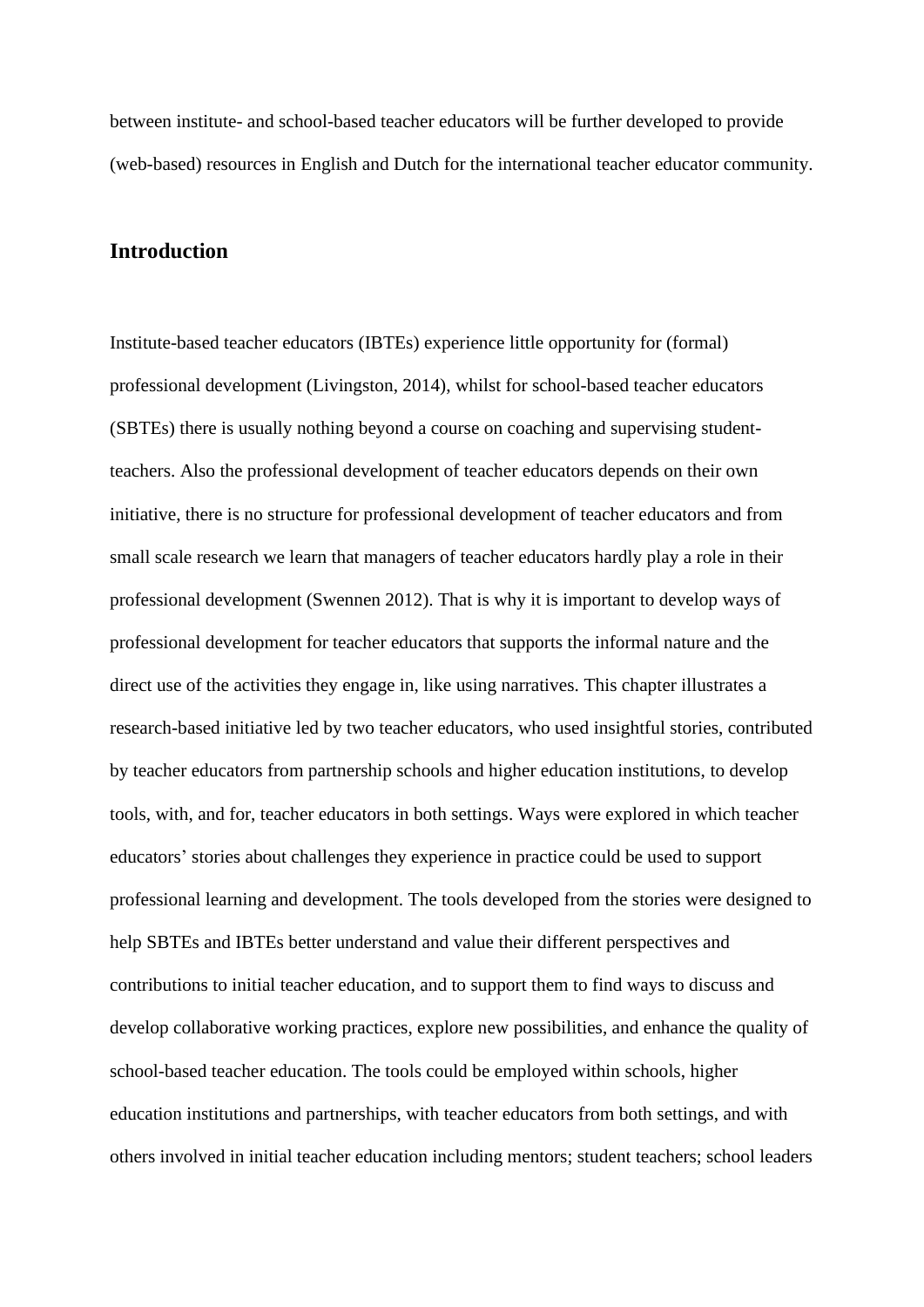between institute- and school-based teacher educators will be further developed to provide (web-based) resources in English and Dutch for the international teacher educator community.

## Introduction

Institute-based teacher educators (IBTEs) experience little opportunity for (formal) professional development (Livingston, 2014), whilst for school-based teacher educators (SBTEs) there is usually nothing beyond a course on coaching and supervising student-teachers. Also the professional development of teacher educators depends on their own initiative, there is no structure for professional development of teacher educators and from small scale research we learn that managers of teacher educators hardly play a role in their professional development (Swennen 2012). That is why it is important to develop ways of professional development for teacher educators that supports the informal nature and the direct use of the activities they engage in, like using narratives. This chapter illustrates a research-based initiative led by two teacher educators, who used insightful stories, contributed by teacher educators from partnership schools and higher education institutions, to develop tools, with, and for, teacher educators in both settings. Ways were explored in which teacher educators' stories about challenges they experience in practice could be used to support professional learning and development. The tools developed from the stories were designed to help SBTEs and IBTEs better understand and value their different perspectives and contributions to initial teacher education, and to support them to find ways to discuss and develop collaborative working practices, explore new possibilities, and enhance the quality of school-based teacher education. The tools could be employed within schools, higher education institutions and partnerships, with teacher educators from both settings, and with others involved in initial teacher education including mentors; student teachers; school leaders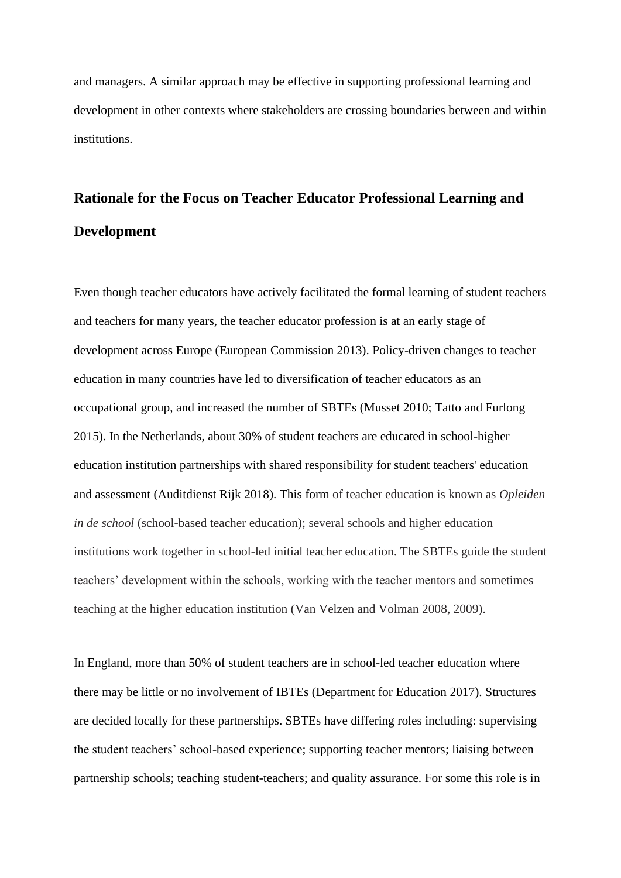and managers. A similar approach may be effective in supporting professional learning and development in other contexts where stakeholders are crossing boundaries between and within institutions.

## Rationale for the Focus on Teacher Educator Professional Learning and Development

Even though teacher educators have actively facilitated the formal learning of student teachers and teachers for many years, the teacher educator profession is at an early stage of development across Europe (European Commission 2013). Policy-driven changes to teacher education in many countries have led to diversification of teacher educators as an occupational group, and increased the number of SBTEs (Musset 2010; Tatto and Furlong 2015). In the Netherlands, about 30% of student teachers are educated in school-higher education institution partnerships with shared responsibility for student teachers' education and assessment (Auditdienst Rijk 2018). This form of teacher education is known as *Opleiden in de school* (school-based teacher education); several schools and higher education institutions work together in school-led initial teacher education. The SBTEs guide the student teachers' development within the schools, working with the teacher mentors and sometimes teaching at the higher education institution (Van Velzen and Volman 2008, 2009).

In England, more than 50% of student teachers are in school-led teacher education where there may be little or no involvement of IBTEs (Department for Education 2017). Structures are decided locally for these partnerships. SBTEs have differing roles including: supervising the student teachers' school-based experience; supporting teacher mentors; liaising between partnership schools; teaching student-teachers; and quality assurance. For some this role is in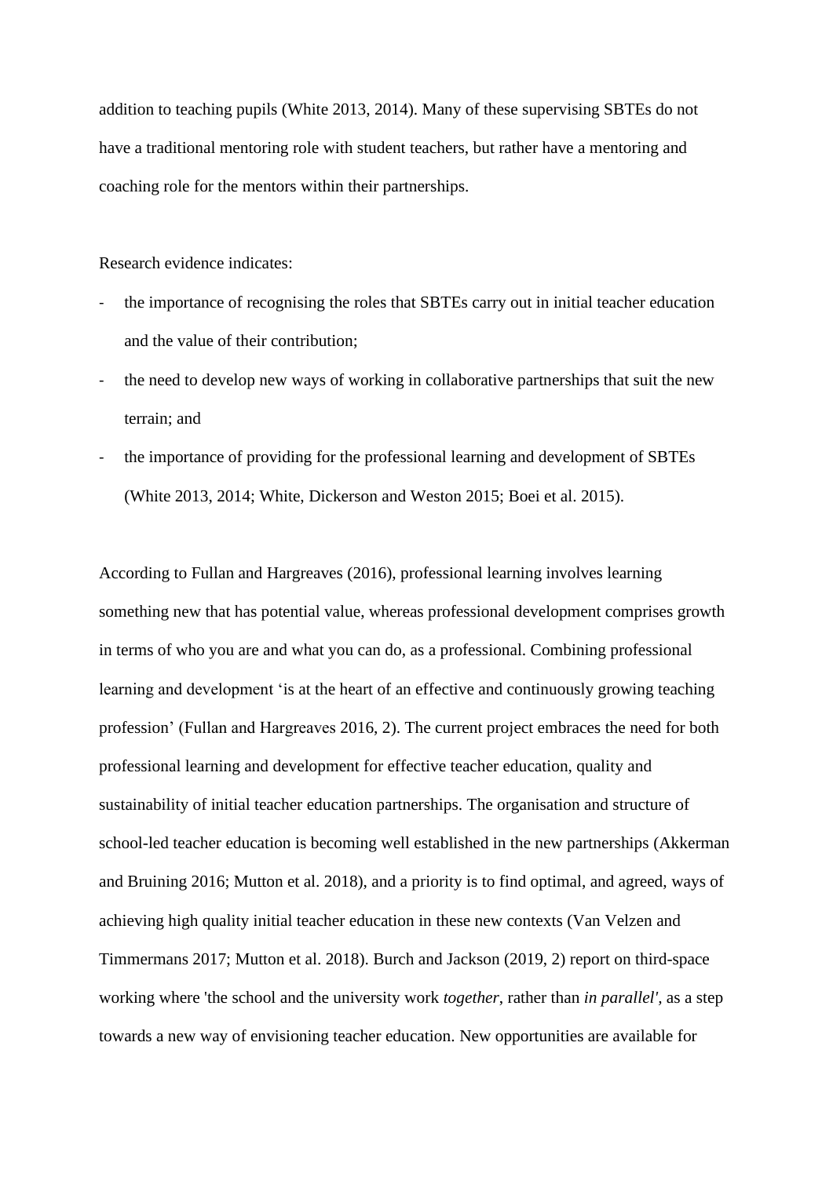addition to teaching pupils (White 2013, 2014). Many of these supervising SBTEs do not have a traditional mentoring role with student teachers, but rather have a mentoring and coaching role for the mentors within their partnerships.

Research evidence indicates:

- the importance of recognising the roles that SBTEs carry out in initial teacher education and the value of their contribution;
- the need to develop new ways of working in collaborative partnerships that suit the new terrain; and
- the importance of providing for the professional learning and development of SBTEs (White 2013, 2014; White, Dickerson and Weston 2015; Boei et al. 2015).

According to Fullan and Hargreaves (2016), professional learning involves learning something new that has potential value, whereas professional development comprises growth in terms of who you are and what you can do, as a professional. Combining professional learning and development 'is at the heart of an effective and continuously growing teaching profession' (Fullan and Hargreaves 2016, 2). The current project embraces the need for both professional learning and development for effective teacher education, quality and sustainability of initial teacher education partnerships. The organisation and structure of school-led teacher education is becoming well established in the new partnerships (Akkerman and Bruining 2016; Mutton et al. 2018), and a priority is to find optimal, and agreed, ways of achieving high quality initial teacher education in these new contexts (Van Velzen and Timmermans 2017; Mutton et al. 2018). Burch and Jackson (2019, 2) report on third-space working where 'the school and the university work *together*, rather than *in parallel'*, as a step towards a new way of envisioning teacher education. New opportunities are available for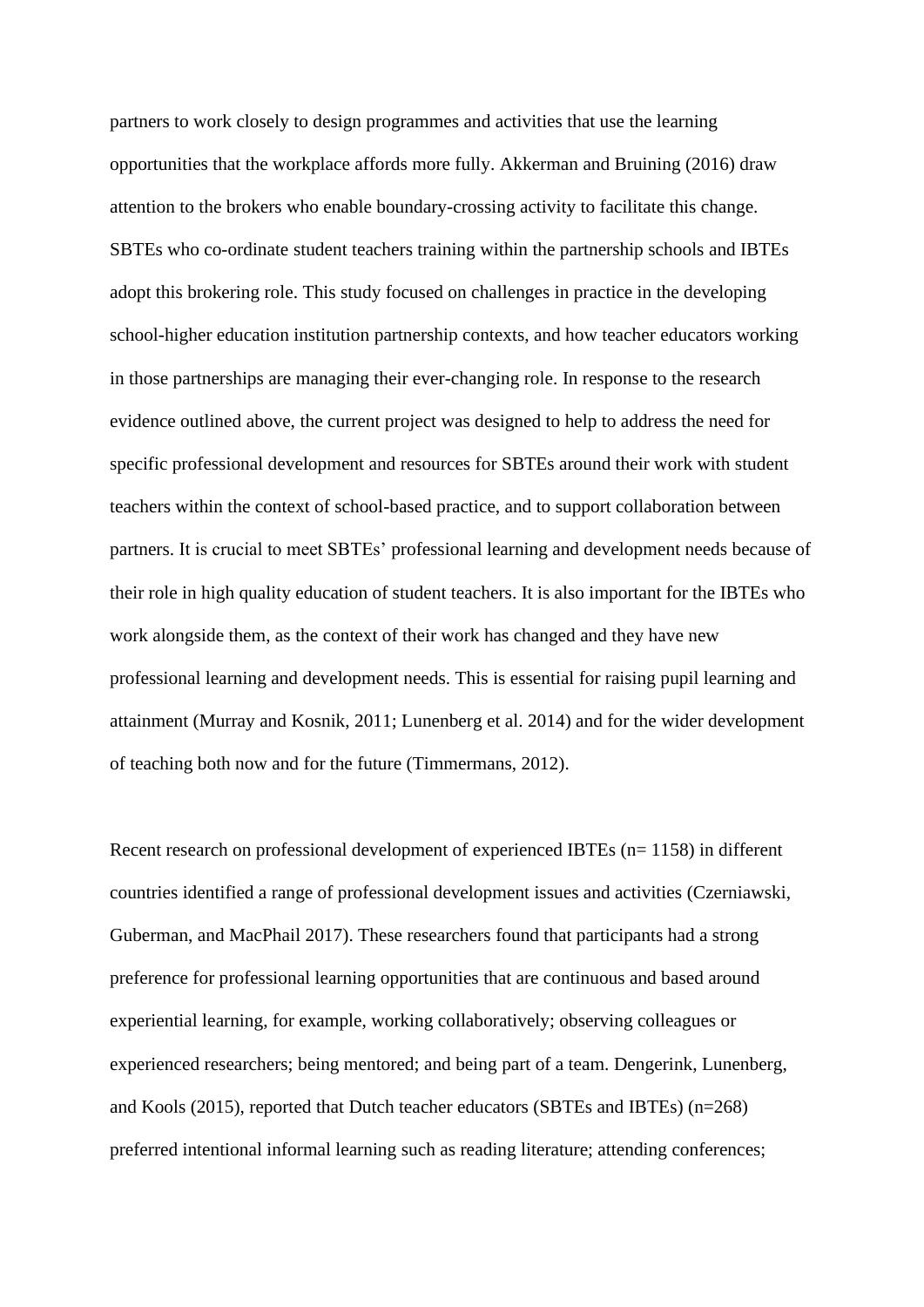partners to work closely to design programmes and activities that use the learning opportunities that the workplace affords more fully. Akkerman and Bruining (2016) draw attention to the brokers who enable boundary-crossing activity to facilitate this change. SBTEs who co-ordinate student teachers training within the partnership schools and IBTEs adopt this brokering role. This study focused on challenges in practice in the developing school-higher education institution partnership contexts, and how teacher educators working in those partnerships are managing their ever-changing role. In response to the research evidence outlined above, the current project was designed to help to address the need for specific professional development and resources for SBTEs around their work with student teachers within the context of school-based practice, and to support collaboration between partners. It is crucial to meet SBTEs' professional learning and development needs because of their role in high quality education of student teachers. It is also important for the IBTEs who work alongside them, as the context of their work has changed and they have new professional learning and development needs. This is essential for raising pupil learning and attainment (Murray and Kosnik, 2011; Lunenberg et al. 2014) and for the wider development of teaching both now and for the future (Timmermans, 2012).

Recent research on professional development of experienced IBTEs (n= 1158) in different countries identified a range of professional development issues and activities (Czerniawski, Guberman, and MacPhail 2017). These researchers found that participants had a strong preference for professional learning opportunities that are continuous and based around experiential learning, for example, working collaboratively; observing colleagues or experienced researchers; being mentored; and being part of a team. Dengerink, Lunenberg, and Kools (2015), reported that Dutch teacher educators (SBTEs and IBTEs) (n=268) preferred intentional informal learning such as reading literature; attending conferences;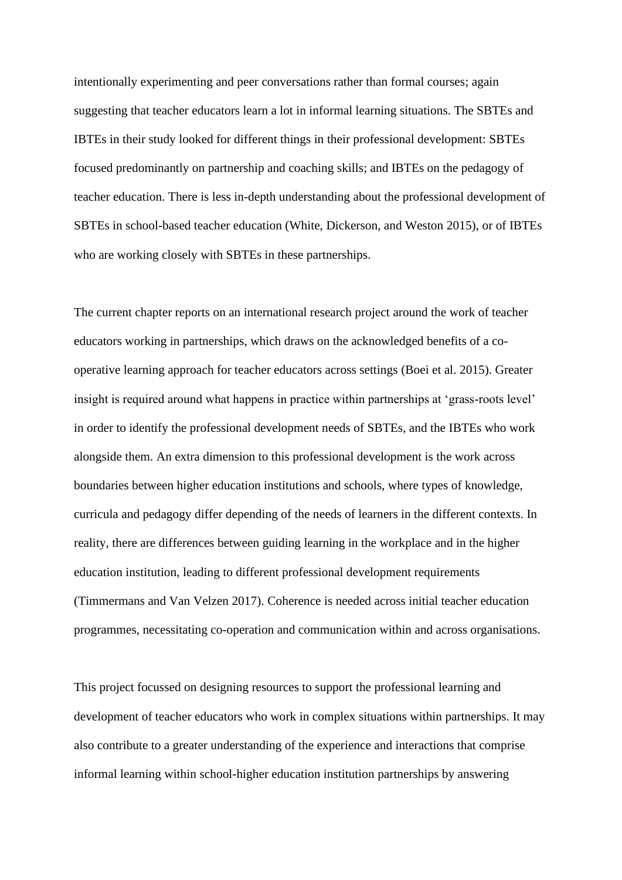intentionally experimenting and peer conversations rather than formal courses; again suggesting that teacher educators learn a lot in informal learning situations. The SBTEs and IBTEs in their study looked for different things in their professional development: SBTEs focused predominantly on partnership and coaching skills; and IBTEs on the pedagogy of teacher education. There is less in-depth understanding about the professional development of SBTEs in school-based teacher education (White, Dickerson, and Weston 2015), or of IBTEs who are working closely with SBTEs in these partnerships.

The current chapter reports on an international research project around the work of teacher educators working in partnerships, which draws on the acknowledged benefits of a co-operative learning approach for teacher educators across settings (Boei et al. 2015). Greater insight is required around what happens in practice within partnerships at 'grass-roots level' in order to identify the professional development needs of SBTEs, and the IBTEs who work alongside them. An extra dimension to this professional development is the work across boundaries between higher education institutions and schools, where types of knowledge, curricula and pedagogy differ depending of the needs of learners in the different contexts. In reality, there are differences between guiding learning in the workplace and in the higher education institution, leading to different professional development requirements (Timmermans and Van Velzen 2017). Coherence is needed across initial teacher education programmes, necessitating co-operation and communication within and across organisations.

This project focussed on designing resources to support the professional learning and development of teacher educators who work in complex situations within partnerships. It may also contribute to a greater understanding of the experience and interactions that comprise informal learning within school-higher education institution partnerships by answering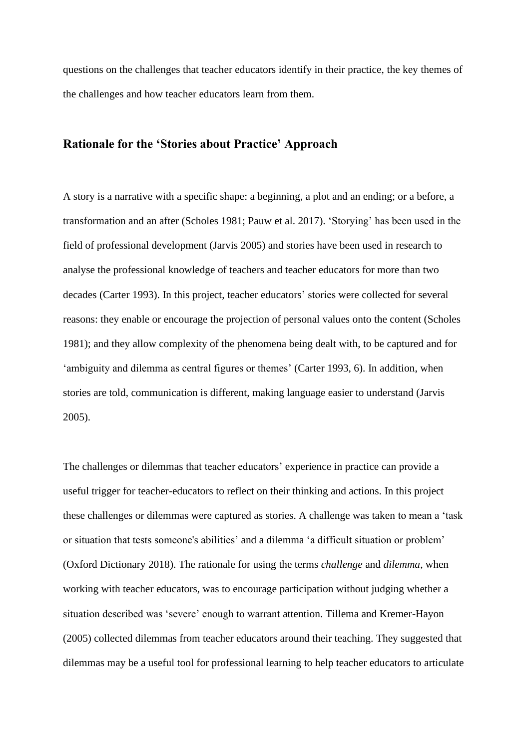questions on the challenges that teacher educators identify in their practice, the key themes of the challenges and how teacher educators learn from them.

## Rationale for the 'Stories about Practice' Approach

A story is a narrative with a specific shape: a beginning, a plot and an ending; or a before, a transformation and an after (Scholes 1981; Pauw et al. 2017). 'Storying' has been used in the field of professional development (Jarvis 2005) and stories have been used in research to analyse the professional knowledge of teachers and teacher educators for more than two decades (Carter 1993). In this project, teacher educators' stories were collected for several reasons: they enable or encourage the projection of personal values onto the content (Scholes 1981); and they allow complexity of the phenomena being dealt with, to be captured and for 'ambiguity and dilemma as central figures or themes' (Carter 1993, 6). In addition, when stories are told, communication is different, making language easier to understand (Jarvis 2005).

The challenges or dilemmas that teacher educators' experience in practice can provide a useful trigger for teacher-educators to reflect on their thinking and actions. In this project these challenges or dilemmas were captured as stories. A challenge was taken to mean a 'task or situation that tests someone's abilities' and a dilemma 'a difficult situation or problem' (Oxford Dictionary 2018). The rationale for using the terms *challenge* and *dilemma*, when working with teacher educators, was to encourage participation without judging whether a situation described was 'severe' enough to warrant attention. Tillema and Kremer-Hayon (2005) collected dilemmas from teacher educators around their teaching. They suggested that dilemmas may be a useful tool for professional learning to help teacher educators to articulate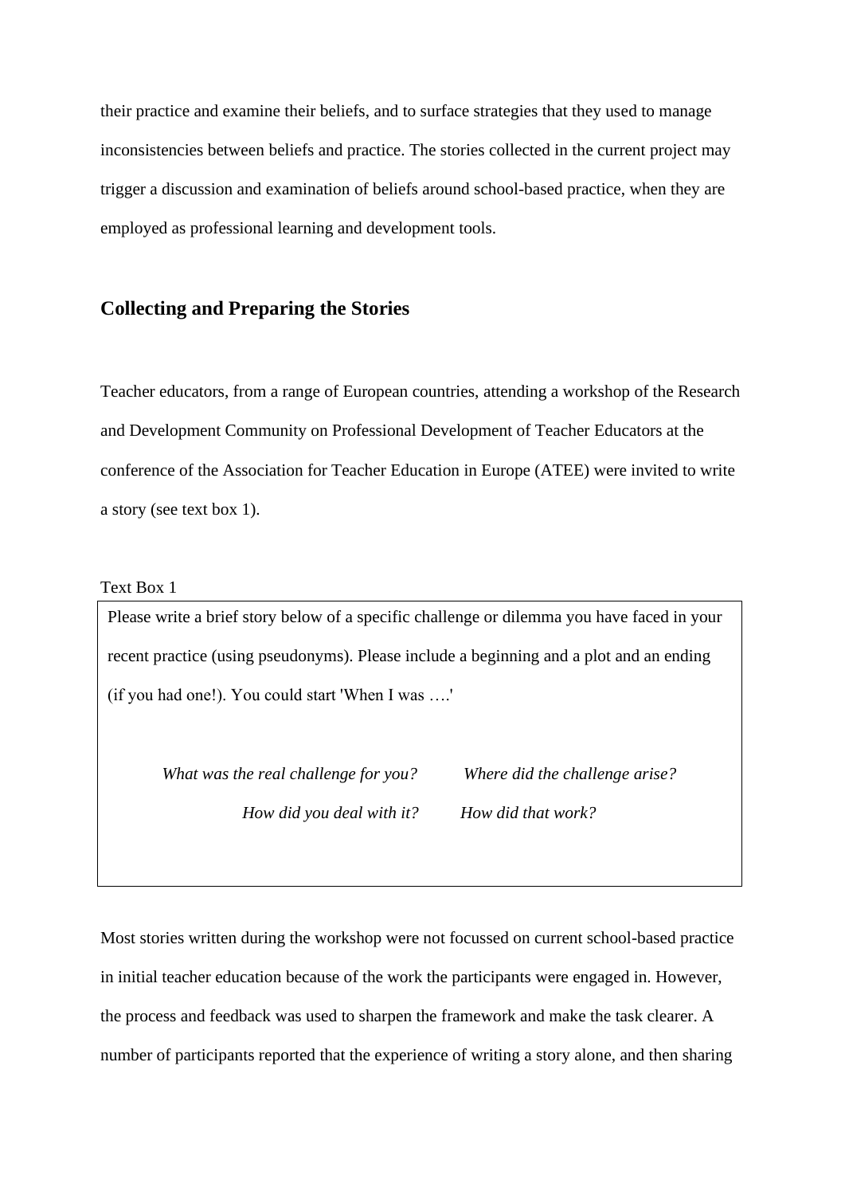their practice and examine their beliefs, and to surface strategies that they used to manage inconsistencies between beliefs and practice. The stories collected in the current project may trigger a discussion and examination of beliefs around school-based practice, when they are employed as professional learning and development tools.

## Collecting and Preparing the Stories

Teacher educators, from a range of European countries, attending a workshop of the Research and Development Community on Professional Development of Teacher Educators at the conference of the Association for Teacher Education in Europe (ATEE) were invited to write a story (see text box 1).

Text Box 1

> Please write a brief story below of a specific challenge or dilemma you have faced in your recent practice (using pseudonyms). Please include a beginning and a plot and an ending (if you had one!). You could start 'When I was ….'
>
> *What was the real challenge for you?* *Where did the challenge arise?*
>
> *How did you deal with it?* *How did that work?*

Most stories written during the workshop were not focussed on current school-based practice in initial teacher education because of the work the participants were engaged in. However, the process and feedback was used to sharpen the framework and make the task clearer. A number of participants reported that the experience of writing a story alone, and then sharing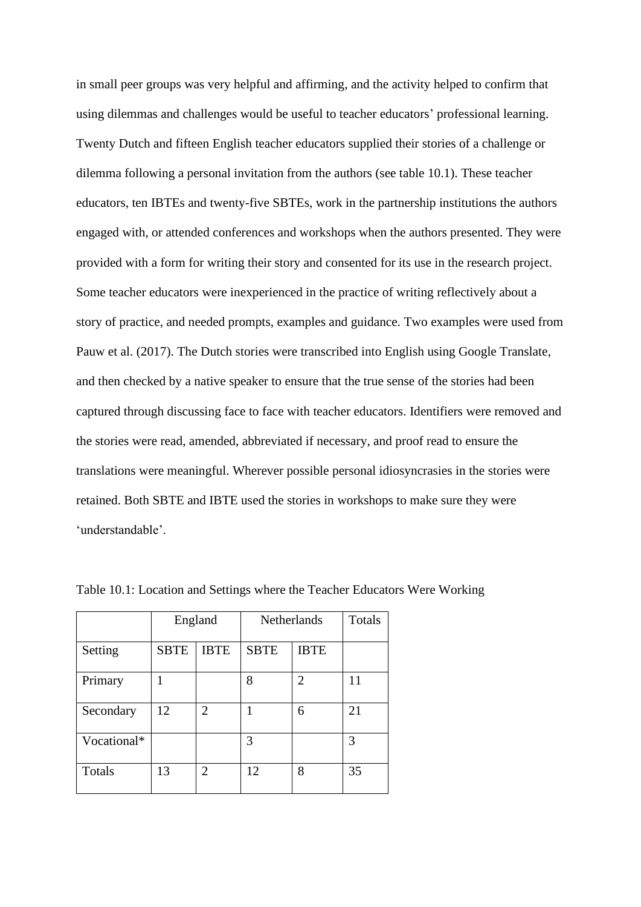in small peer groups was very helpful and affirming, and the activity helped to confirm that using dilemmas and challenges would be useful to teacher educators' professional learning. Twenty Dutch and fifteen English teacher educators supplied their stories of a challenge or dilemma following a personal invitation from the authors (see table 10.1). These teacher educators, ten IBTEs and twenty-five SBTEs, work in the partnership institutions the authors engaged with, or attended conferences and workshops when the authors presented. They were provided with a form for writing their story and consented for its use in the research project. Some teacher educators were inexperienced in the practice of writing reflectively about a story of practice, and needed prompts, examples and guidance. Two examples were used from Pauw et al. (2017). The Dutch stories were transcribed into English using Google Translate, and then checked by a native speaker to ensure that the true sense of the stories had been captured through discussing face to face with teacher educators. Identifiers were removed and the stories were read, amended, abbreviated if necessary, and proof read to ensure the translations were meaningful. Wherever possible personal idiosyncrasies in the stories were retained. Both SBTE and IBTE used the stories in workshops to make sure they were 'understandable'.

Table 10.1: Location and Settings where the Teacher Educators Were Working

| | England | | Netherlands | | Totals |
|---|---|---|---|---|---|
| Setting | SBTE | IBTE | SBTE | IBTE | |
| Primary | 1 | | 8 | 2 | 11 |
| Secondary | 12 | 2 | 1 | 6 | 21 |
| Vocational* | | | 3 | | 3 |
| Totals | 13 | 2 | 12 | 8 | 35 |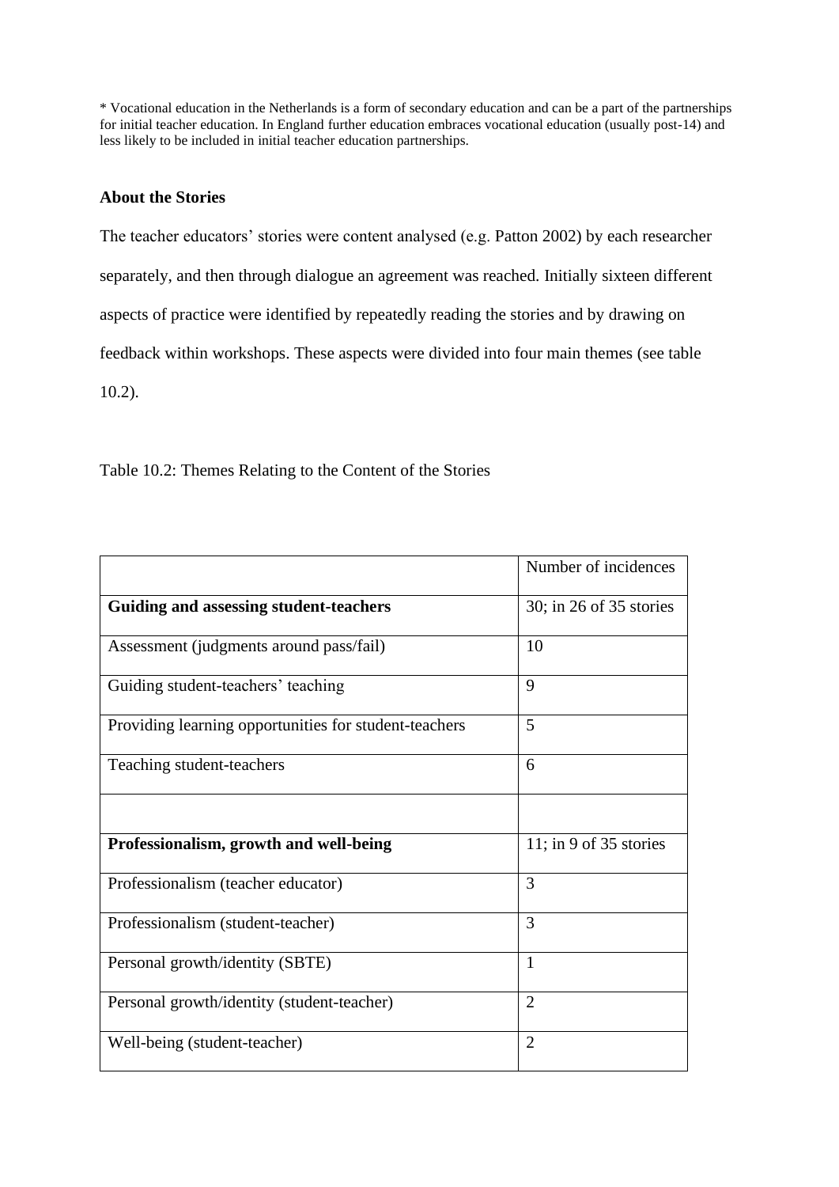* Vocational education in the Netherlands is a form of secondary education and can be a part of the partnerships for initial teacher education. In England further education embraces vocational education (usually post-14) and less likely to be included in initial teacher education partnerships.

**About the Stories**

The teacher educators' stories were content analysed (e.g. Patton 2002) by each researcher separately, and then through dialogue an agreement was reached. Initially sixteen different aspects of practice were identified by repeatedly reading the stories and by drawing on feedback within workshops. These aspects were divided into four main themes (see table 10.2).

Table 10.2: Themes Relating to the Content of the Stories

| | Number of incidences |
|---|---|
| **Guiding and assessing student-teachers** | 30; in 26 of 35 stories |
| Assessment (judgments around pass/fail) | 10 |
| Guiding student-teachers' teaching | 9 |
| Providing learning opportunities for student-teachers | 5 |
| Teaching student-teachers | 6 |
| | |
| **Professionalism, growth and well-being** | 11; in 9 of 35 stories |
| Professionalism (teacher educator) | 3 |
| Professionalism (student-teacher) | 3 |
| Personal growth/identity (SBTE) | 1 |
| Personal growth/identity (student-teacher) | 2 |
| Well-being (student-teacher) | 2 |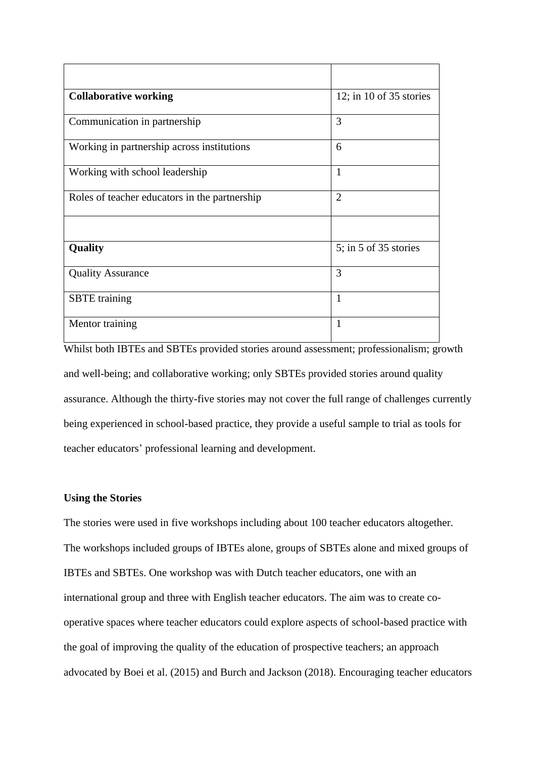| | |
|---|---|
| **Collaborative working** | 12; in 10 of 35 stories |
| Communication in partnership | 3 |
| Working in partnership across institutions | 6 |
| Working with school leadership | 1 |
| Roles of teacher educators in the partnership | 2 |
| | |
| **Quality** | 5; in 5 of 35 stories |
| Quality Assurance | 3 |
| SBTE training | 1 |
| Mentor training | 1 |

Whilst both IBTEs and SBTEs provided stories around assessment; professionalism; growth and well-being; and collaborative working; only SBTEs provided stories around quality assurance. Although the thirty-five stories may not cover the full range of challenges currently being experienced in school-based practice, they provide a useful sample to trial as tools for teacher educators' professional learning and development.

**Using the Stories**

The stories were used in five workshops including about 100 teacher educators altogether. The workshops included groups of IBTEs alone, groups of SBTEs alone and mixed groups of IBTEs and SBTEs. One workshop was with Dutch teacher educators, one with an international group and three with English teacher educators. The aim was to create co-operative spaces where teacher educators could explore aspects of school-based practice with the goal of improving the quality of the education of prospective teachers; an approach advocated by Boei et al. (2015) and Burch and Jackson (2018). Encouraging teacher educators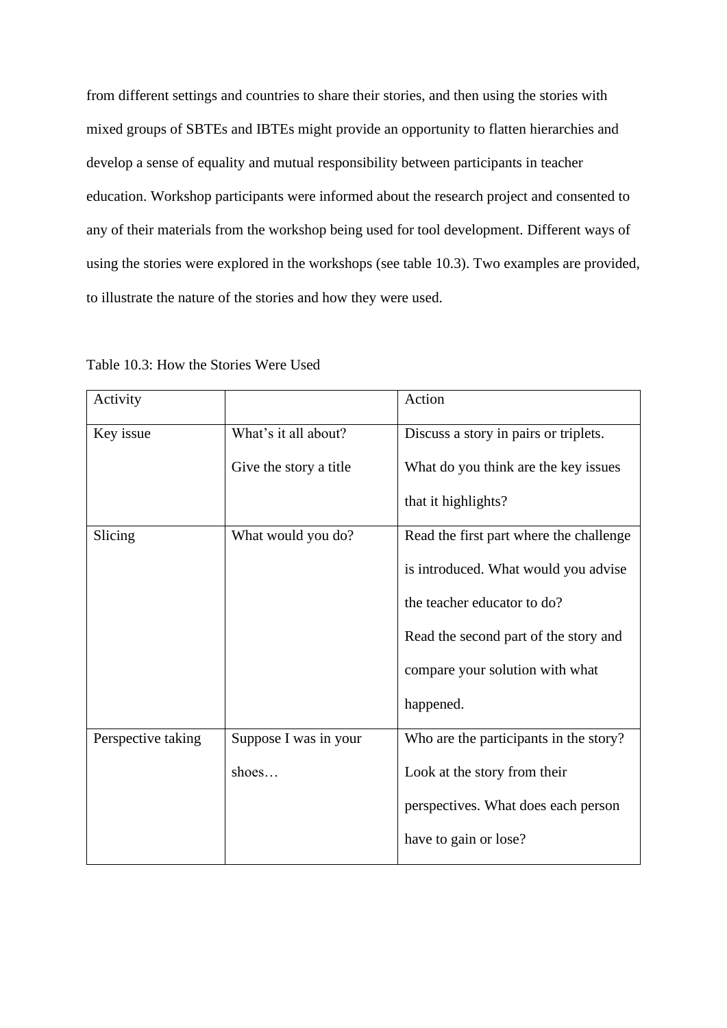from different settings and countries to share their stories, and then using the stories with mixed groups of SBTEs and IBTEs might provide an opportunity to flatten hierarchies and develop a sense of equality and mutual responsibility between participants in teacher education. Workshop participants were informed about the research project and consented to any of their materials from the workshop being used for tool development. Different ways of using the stories were explored in the workshops (see table 10.3). Two examples are provided, to illustrate the nature of the stories and how they were used.

Table 10.3: How the Stories Were Used

| Activity | | Action |
|---|---|---|
| Key issue | What's it all about?<br>Give the story a title | Discuss a story in pairs or triplets. What do you think are the key issues that it highlights? |
| Slicing | What would you do? | Read the first part where the challenge is introduced. What would you advise the teacher educator to do?<br>Read the second part of the story and compare your solution with what happened. |
| Perspective taking | Suppose I was in your shoes… | Who are the participants in the story? Look at the story from their perspectives. What does each person have to gain or lose? |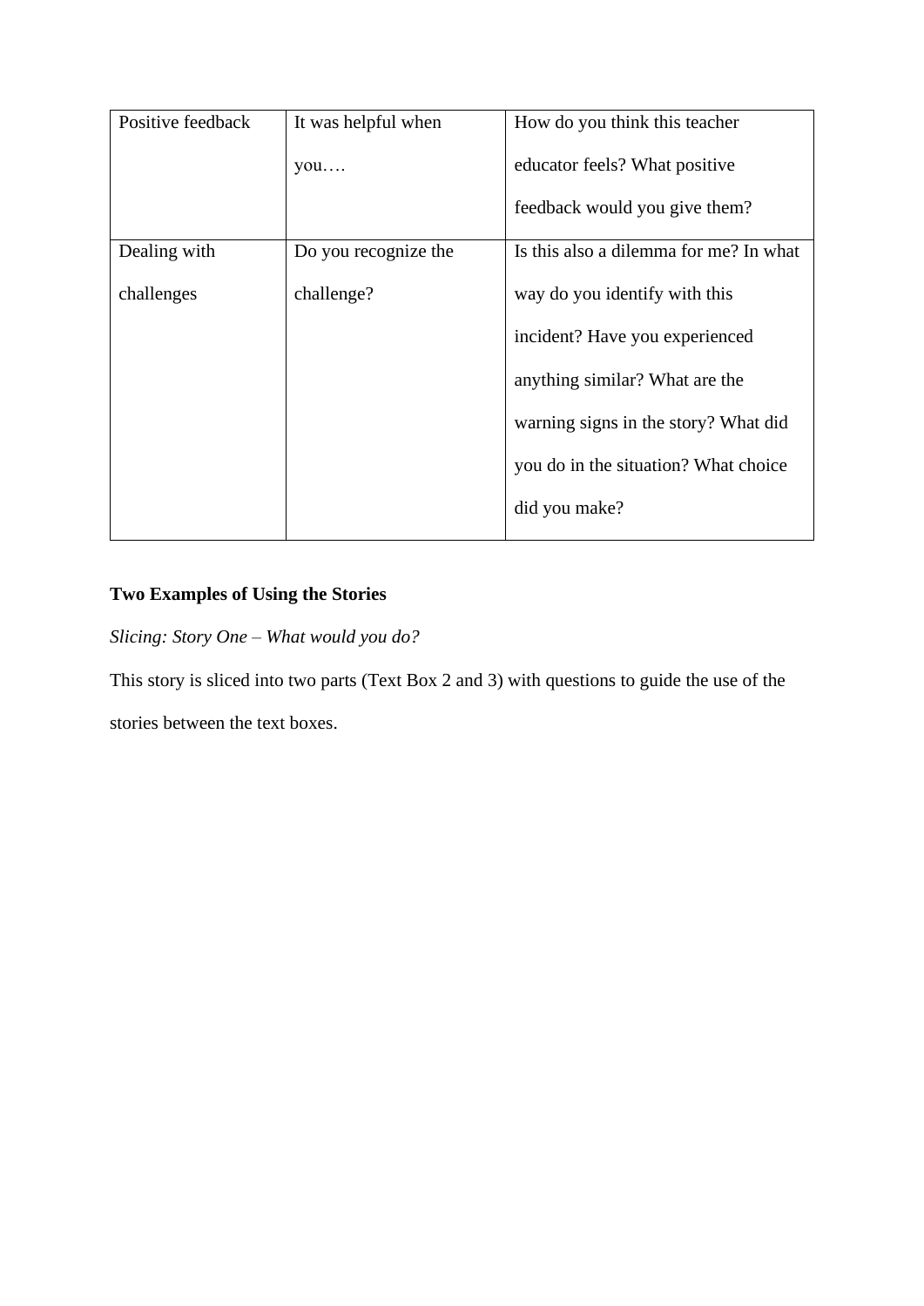| Positive feedback | It was helpful when you…. | How do you think this teacher educator feels? What positive feedback would you give them? |
|---|---|---|
| Dealing with challenges | Do you recognize the challenge? | Is this also a dilemma for me? In what way do you identify with this incident? Have you experienced anything similar? What are the warning signs in the story? What did you do in the situation? What choice did you make? |

**Two Examples of Using the Stories**

*Slicing: Story One – What would you do?*

This story is sliced into two parts (Text Box 2 and 3) with questions to guide the use of the stories between the text boxes.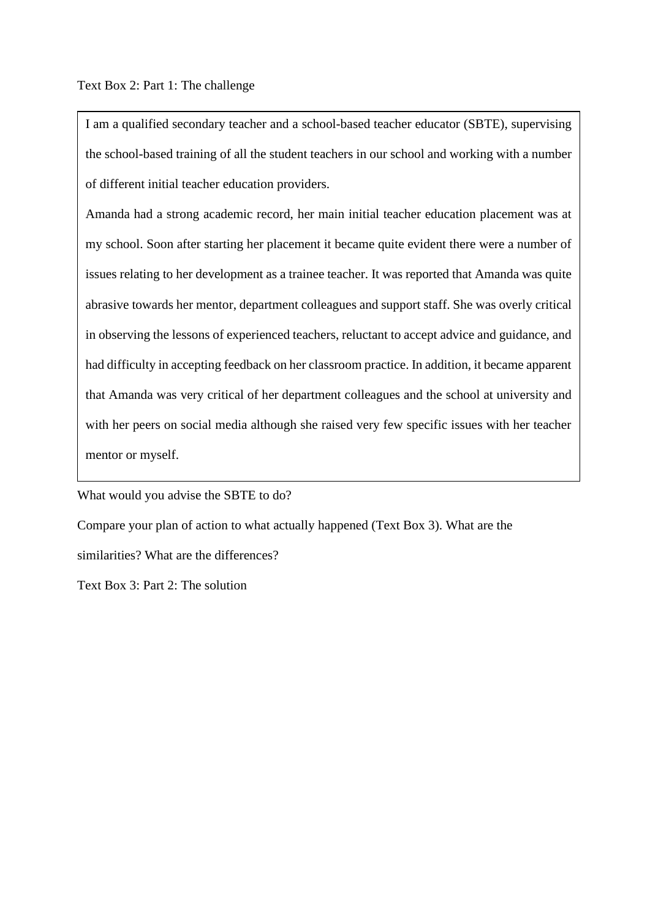Text Box 2: Part 1: The challenge

> I am a qualified secondary teacher and a school-based teacher educator (SBTE), supervising the school-based training of all the student teachers in our school and working with a number of different initial teacher education providers.
>
> Amanda had a strong academic record, her main initial teacher education placement was at my school. Soon after starting her placement it became quite evident there were a number of issues relating to her development as a trainee teacher. It was reported that Amanda was quite abrasive towards her mentor, department colleagues and support staff. She was overly critical in observing the lessons of experienced teachers, reluctant to accept advice and guidance, and had difficulty in accepting feedback on her classroom practice. In addition, it became apparent that Amanda was very critical of her department colleagues and the school at university and with her peers on social media although she raised very few specific issues with her teacher mentor or myself.

What would you advise the SBTE to do?

Compare your plan of action to what actually happened (Text Box 3). What are the similarities? What are the differences?

Text Box 3: Part 2: The solution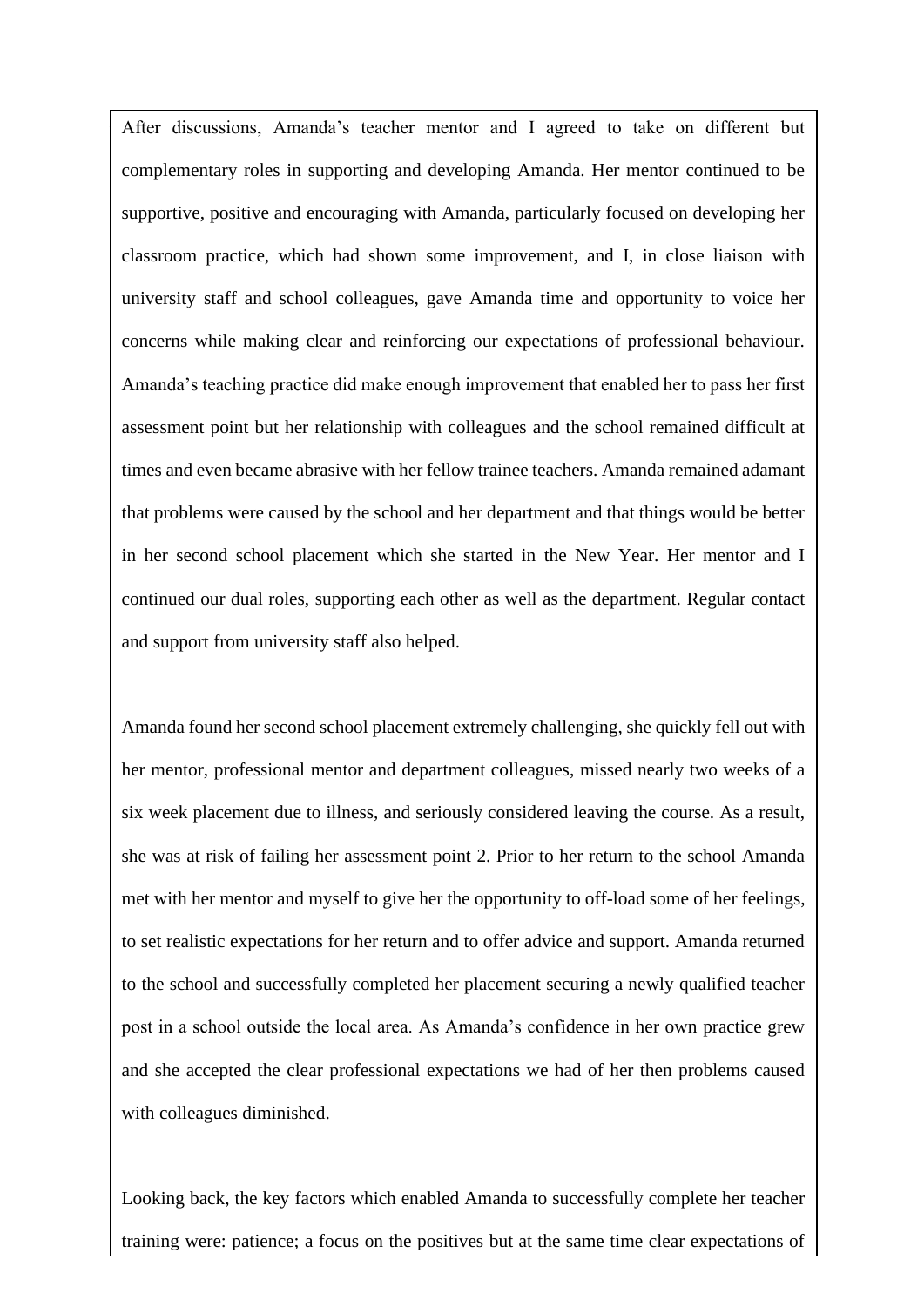After discussions, Amanda's teacher mentor and I agreed to take on different but complementary roles in supporting and developing Amanda. Her mentor continued to be supportive, positive and encouraging with Amanda, particularly focused on developing her classroom practice, which had shown some improvement, and I, in close liaison with university staff and school colleagues, gave Amanda time and opportunity to voice her concerns while making clear and reinforcing our expectations of professional behaviour. Amanda's teaching practice did make enough improvement that enabled her to pass her first assessment point but her relationship with colleagues and the school remained difficult at times and even became abrasive with her fellow trainee teachers. Amanda remained adamant that problems were caused by the school and her department and that things would be better in her second school placement which she started in the New Year. Her mentor and I continued our dual roles, supporting each other as well as the department. Regular contact and support from university staff also helped.

Amanda found her second school placement extremely challenging, she quickly fell out with her mentor, professional mentor and department colleagues, missed nearly two weeks of a six week placement due to illness, and seriously considered leaving the course. As a result, she was at risk of failing her assessment point 2. Prior to her return to the school Amanda met with her mentor and myself to give her the opportunity to off-load some of her feelings, to set realistic expectations for her return and to offer advice and support. Amanda returned to the school and successfully completed her placement securing a newly qualified teacher post in a school outside the local area. As Amanda's confidence in her own practice grew and she accepted the clear professional expectations we had of her then problems caused with colleagues diminished.

Looking back, the key factors which enabled Amanda to successfully complete her teacher training were: patience; a focus on the positives but at the same time clear expectations of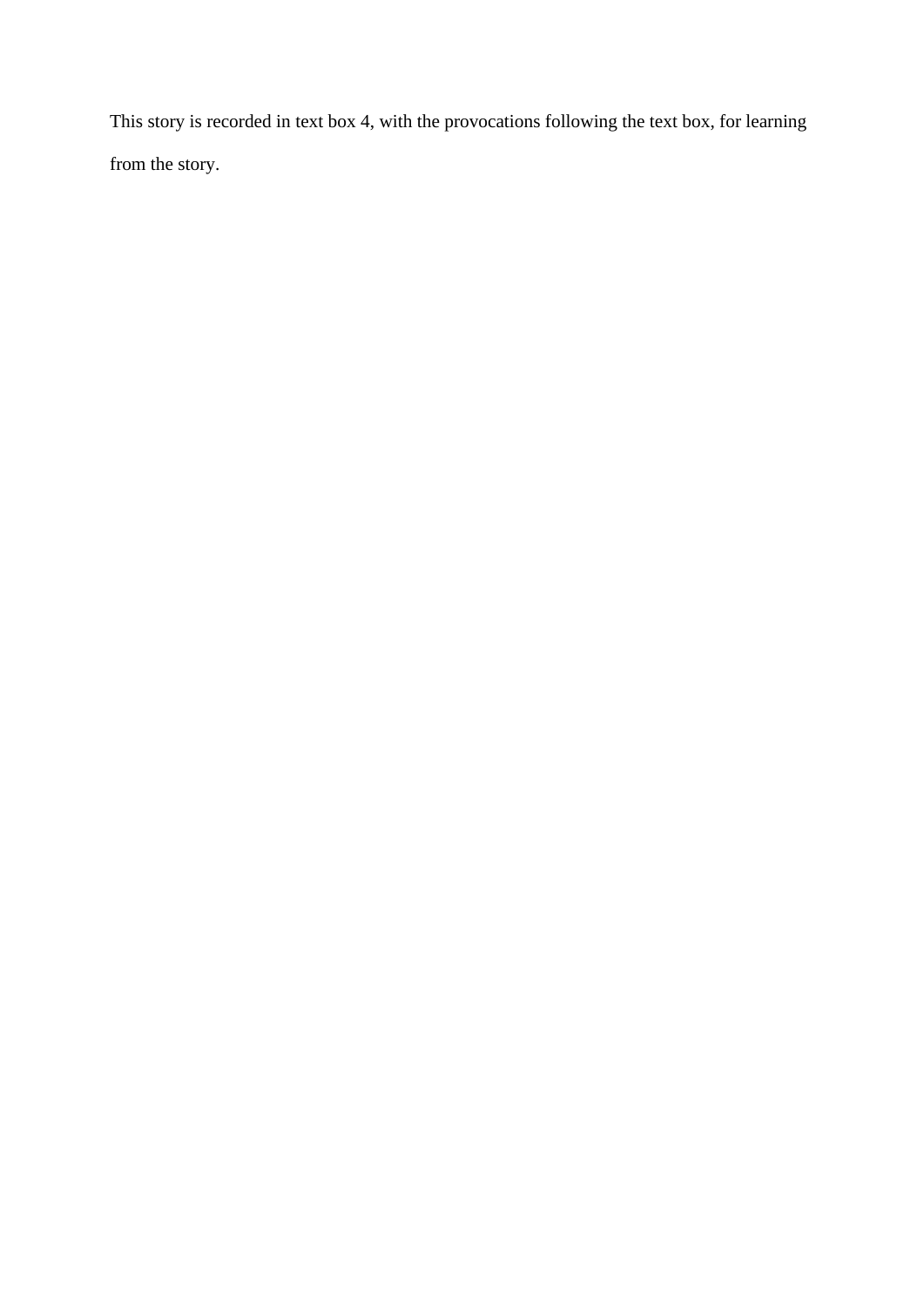This story is recorded in text box 4, with the provocations following the text box, for learning from the story.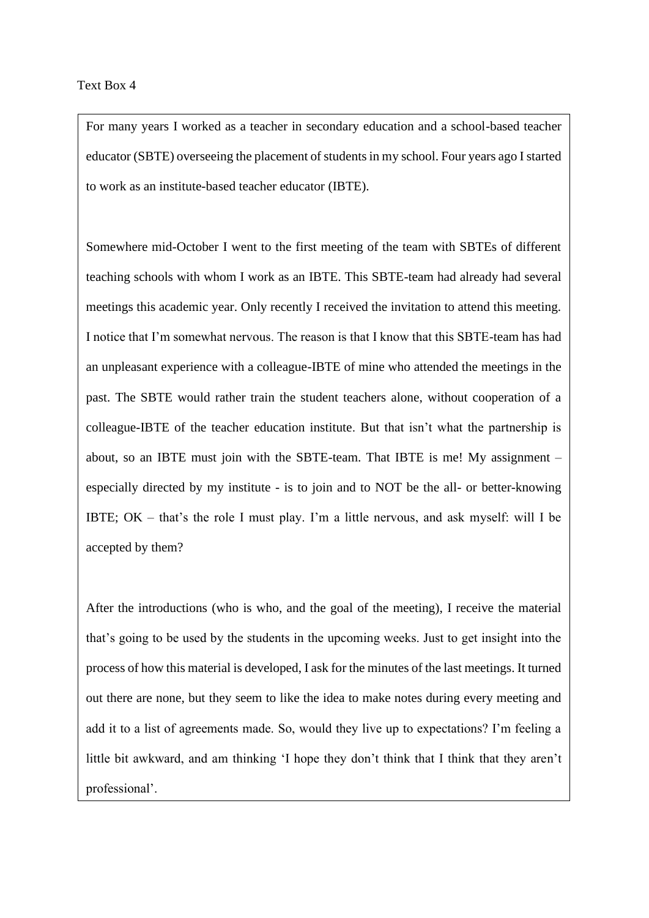Text Box 4

For many years I worked as a teacher in secondary education and a school-based teacher educator (SBTE) overseeing the placement of students in my school. Four years ago I started to work as an institute-based teacher educator (IBTE).

Somewhere mid-October I went to the first meeting of the team with SBTEs of different teaching schools with whom I work as an IBTE. This SBTE-team had already had several meetings this academic year. Only recently I received the invitation to attend this meeting. I notice that I'm somewhat nervous. The reason is that I know that this SBTE-team has had an unpleasant experience with a colleague-IBTE of mine who attended the meetings in the past. The SBTE would rather train the student teachers alone, without cooperation of a colleague-IBTE of the teacher education institute. But that isn't what the partnership is about, so an IBTE must join with the SBTE-team. That IBTE is me! My assignment – especially directed by my institute - is to join and to NOT be the all- or better-knowing IBTE; OK – that's the role I must play. I'm a little nervous, and ask myself: will I be accepted by them?

After the introductions (who is who, and the goal of the meeting), I receive the material that's going to be used by the students in the upcoming weeks. Just to get insight into the process of how this material is developed, I ask for the minutes of the last meetings. It turned out there are none, but they seem to like the idea to make notes during every meeting and add it to a list of agreements made. So, would they live up to expectations? I'm feeling a little bit awkward, and am thinking 'I hope they don't think that I think that they aren't professional'.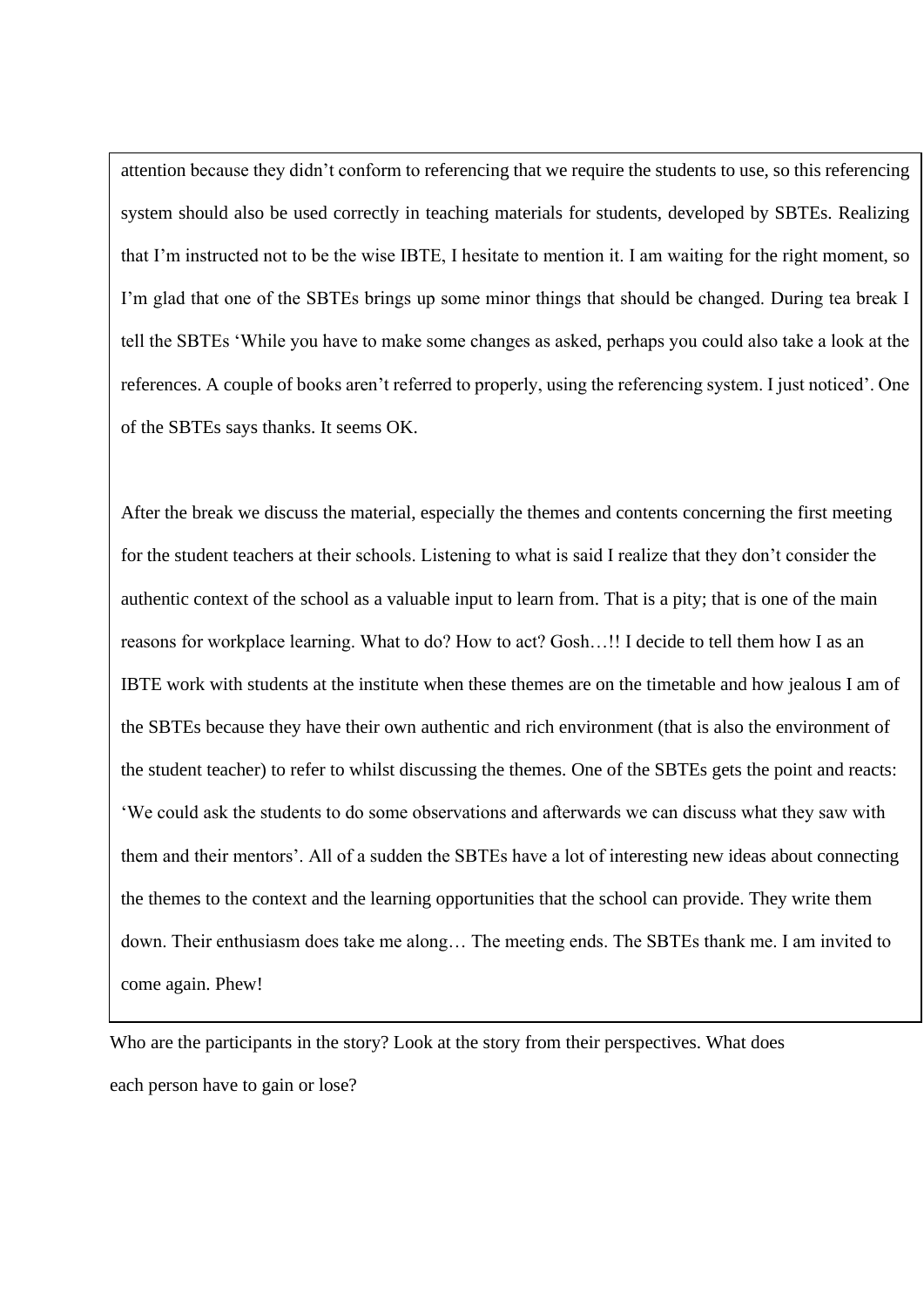attention because they didn't conform to referencing that we require the students to use, so this referencing system should also be used correctly in teaching materials for students, developed by SBTEs. Realizing that I'm instructed not to be the wise IBTE, I hesitate to mention it. I am waiting for the right moment, so I'm glad that one of the SBTEs brings up some minor things that should be changed. During tea break I tell the SBTEs 'While you have to make some changes as asked, perhaps you could also take a look at the references. A couple of books aren't referred to properly, using the referencing system. I just noticed'. One of the SBTEs says thanks. It seems OK.

After the break we discuss the material, especially the themes and contents concerning the first meeting for the student teachers at their schools. Listening to what is said I realize that they don't consider the authentic context of the school as a valuable input to learn from. That is a pity; that is one of the main reasons for workplace learning. What to do? How to act? Gosh…!! I decide to tell them how I as an IBTE work with students at the institute when these themes are on the timetable and how jealous I am of the SBTEs because they have their own authentic and rich environment (that is also the environment of the student teacher) to refer to whilst discussing the themes. One of the SBTEs gets the point and reacts: 'We could ask the students to do some observations and afterwards we can discuss what they saw with them and their mentors'. All of a sudden the SBTEs have a lot of interesting new ideas about connecting the themes to the context and the learning opportunities that the school can provide. They write them down. Their enthusiasm does take me along… The meeting ends. The SBTEs thank me. I am invited to come again. Phew!

Who are the participants in the story? Look at the story from their perspectives. What does each person have to gain or lose?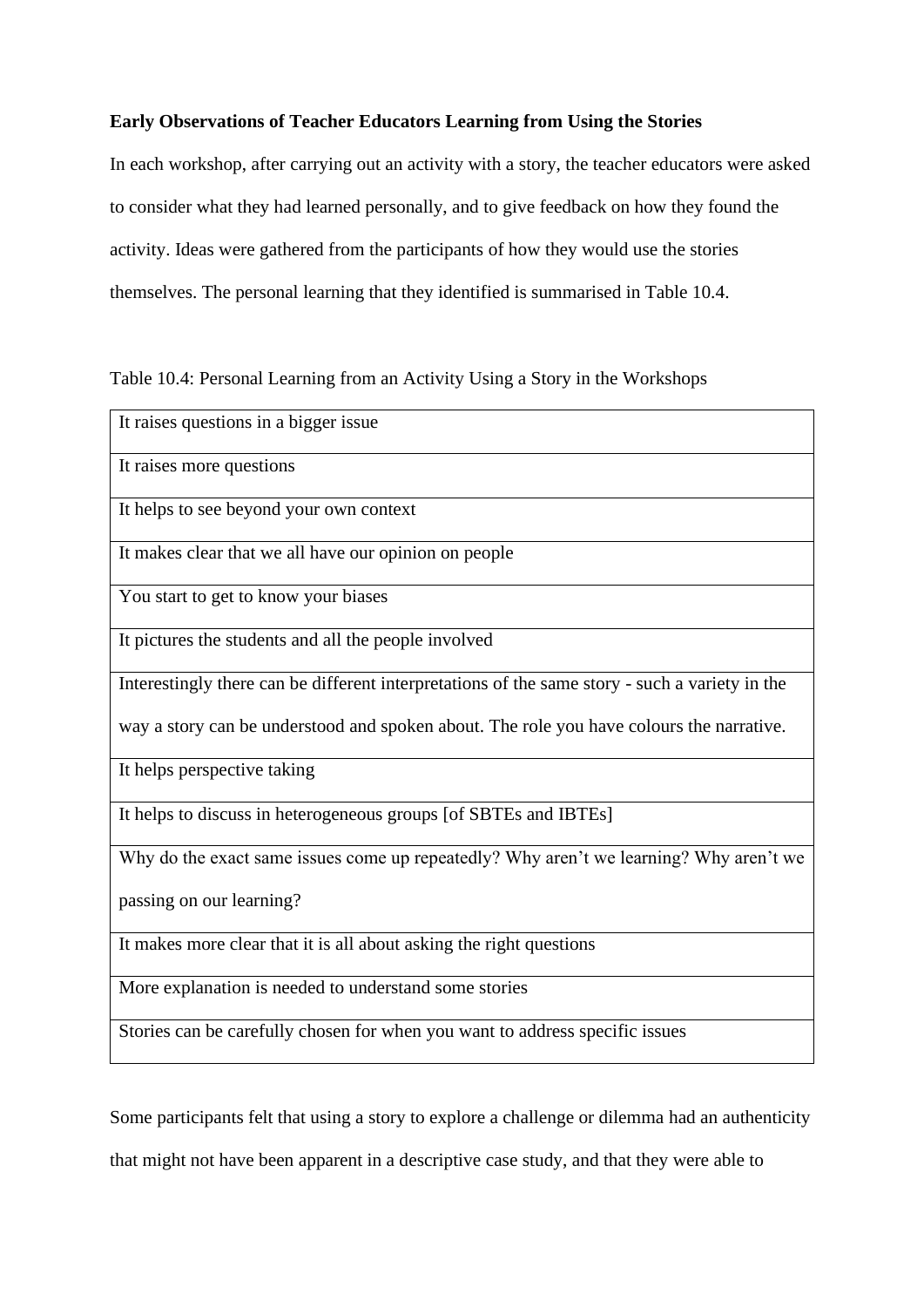**Early Observations of Teacher Educators Learning from Using the Stories**

In each workshop, after carrying out an activity with a story, the teacher educators were asked to consider what they had learned personally, and to give feedback on how they found the activity. Ideas were gathered from the participants of how they would use the stories themselves. The personal learning that they identified is summarised in Table 10.4.

Table 10.4: Personal Learning from an Activity Using a Story in the Workshops

| |
|---|
| It raises questions in a bigger issue |
| It raises more questions |
| It helps to see beyond your own context |
| It makes clear that we all have our opinion on people |
| You start to get to know your biases |
| It pictures the students and all the people involved |
| Interestingly there can be different interpretations of the same story - such a variety in the way a story can be understood and spoken about. The role you have colours the narrative. |
| It helps perspective taking |
| It helps to discuss in heterogeneous groups [of SBTEs and IBTEs] |
| Why do the exact same issues come up repeatedly? Why aren't we learning? Why aren't we passing on our learning? |
| It makes more clear that it is all about asking the right questions |
| More explanation is needed to understand some stories |
| Stories can be carefully chosen for when you want to address specific issues |

Some participants felt that using a story to explore a challenge or dilemma had an authenticity that might not have been apparent in a descriptive case study, and that they were able to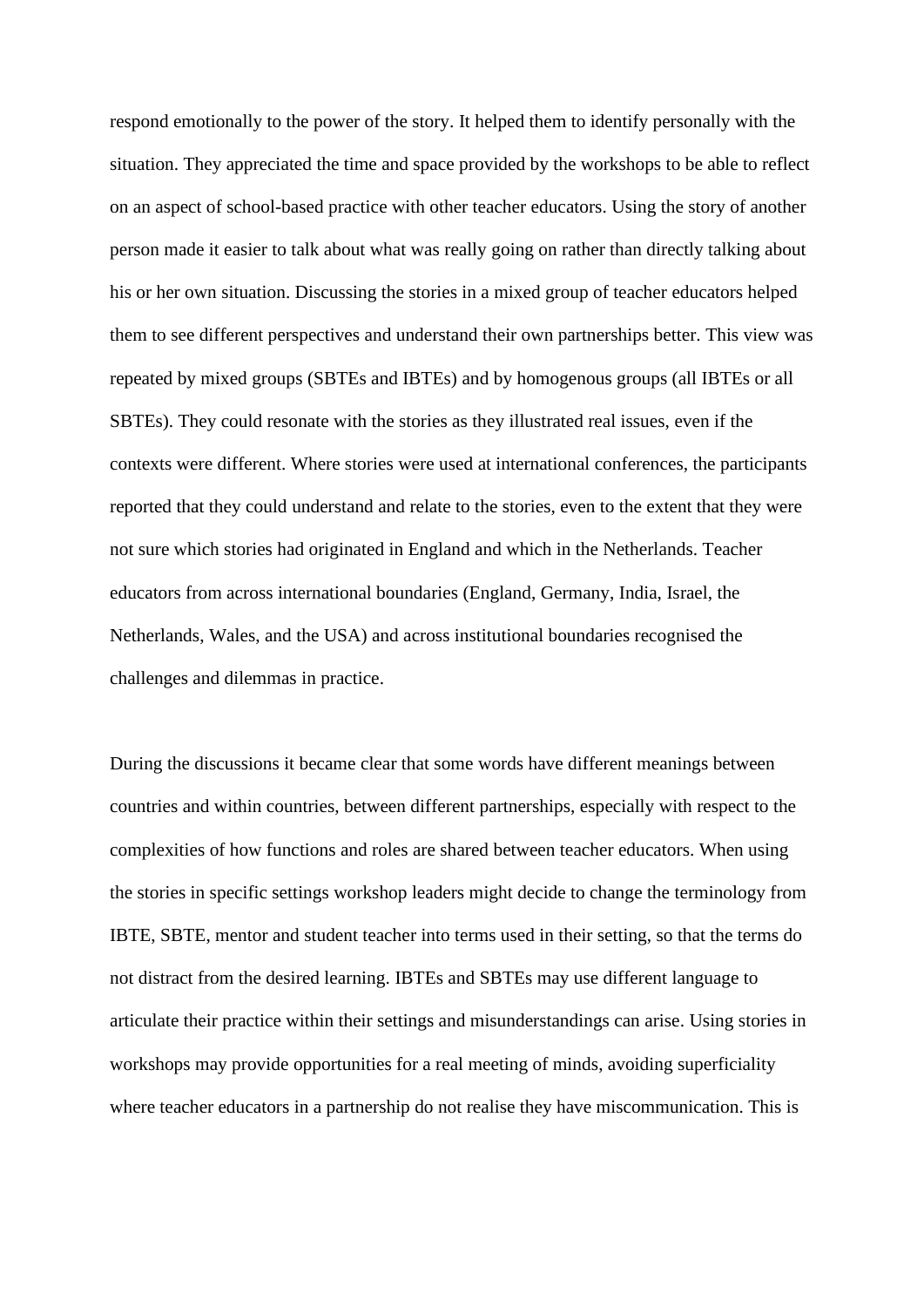respond emotionally to the power of the story. It helped them to identify personally with the situation. They appreciated the time and space provided by the workshops to be able to reflect on an aspect of school-based practice with other teacher educators. Using the story of another person made it easier to talk about what was really going on rather than directly talking about his or her own situation. Discussing the stories in a mixed group of teacher educators helped them to see different perspectives and understand their own partnerships better. This view was repeated by mixed groups (SBTEs and IBTEs) and by homogenous groups (all IBTEs or all SBTEs). They could resonate with the stories as they illustrated real issues, even if the contexts were different. Where stories were used at international conferences, the participants reported that they could understand and relate to the stories, even to the extent that they were not sure which stories had originated in England and which in the Netherlands. Teacher educators from across international boundaries (England, Germany, India, Israel, the Netherlands, Wales, and the USA) and across institutional boundaries recognised the challenges and dilemmas in practice.

During the discussions it became clear that some words have different meanings between countries and within countries, between different partnerships, especially with respect to the complexities of how functions and roles are shared between teacher educators. When using the stories in specific settings workshop leaders might decide to change the terminology from IBTE, SBTE, mentor and student teacher into terms used in their setting, so that the terms do not distract from the desired learning. IBTEs and SBTEs may use different language to articulate their practice within their settings and misunderstandings can arise. Using stories in workshops may provide opportunities for a real meeting of minds, avoiding superficiality where teacher educators in a partnership do not realise they have miscommunication. This is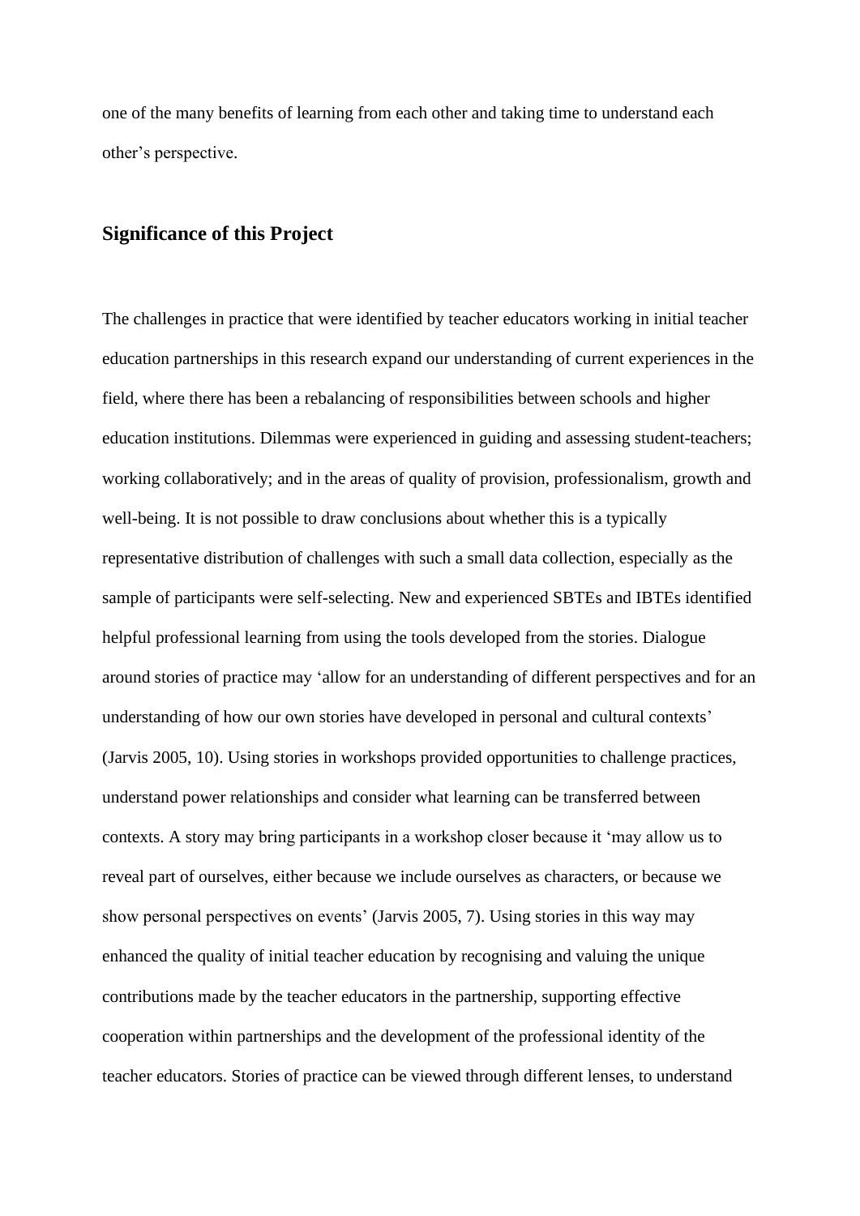one of the many benefits of learning from each other and taking time to understand each other's perspective.

## Significance of this Project

The challenges in practice that were identified by teacher educators working in initial teacher education partnerships in this research expand our understanding of current experiences in the field, where there has been a rebalancing of responsibilities between schools and higher education institutions. Dilemmas were experienced in guiding and assessing student-teachers; working collaboratively; and in the areas of quality of provision, professionalism, growth and well-being. It is not possible to draw conclusions about whether this is a typically representative distribution of challenges with such a small data collection, especially as the sample of participants were self-selecting. New and experienced SBTEs and IBTEs identified helpful professional learning from using the tools developed from the stories. Dialogue around stories of practice may 'allow for an understanding of different perspectives and for an understanding of how our own stories have developed in personal and cultural contexts' (Jarvis 2005, 10). Using stories in workshops provided opportunities to challenge practices, understand power relationships and consider what learning can be transferred between contexts. A story may bring participants in a workshop closer because it 'may allow us to reveal part of ourselves, either because we include ourselves as characters, or because we show personal perspectives on events' (Jarvis 2005, 7). Using stories in this way may enhanced the quality of initial teacher education by recognising and valuing the unique contributions made by the teacher educators in the partnership, supporting effective cooperation within partnerships and the development of the professional identity of the teacher educators. Stories of practice can be viewed through different lenses, to understand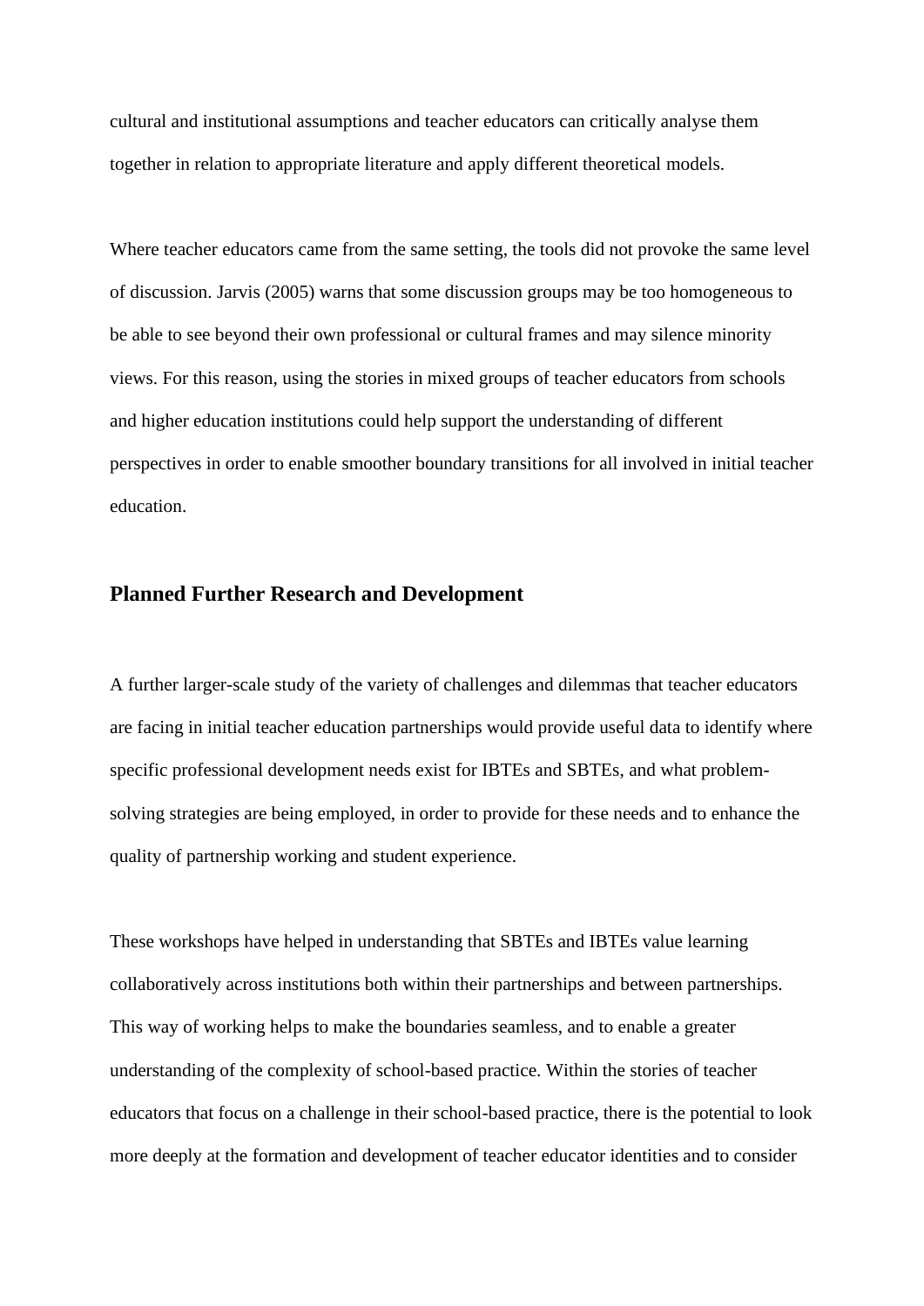cultural and institutional assumptions and teacher educators can critically analyse them together in relation to appropriate literature and apply different theoretical models.

Where teacher educators came from the same setting, the tools did not provoke the same level of discussion. Jarvis (2005) warns that some discussion groups may be too homogeneous to be able to see beyond their own professional or cultural frames and may silence minority views. For this reason, using the stories in mixed groups of teacher educators from schools and higher education institutions could help support the understanding of different perspectives in order to enable smoother boundary transitions for all involved in initial teacher education.

## Planned Further Research and Development

A further larger-scale study of the variety of challenges and dilemmas that teacher educators are facing in initial teacher education partnerships would provide useful data to identify where specific professional development needs exist for IBTEs and SBTEs, and what problem-solving strategies are being employed, in order to provide for these needs and to enhance the quality of partnership working and student experience.

These workshops have helped in understanding that SBTEs and IBTEs value learning collaboratively across institutions both within their partnerships and between partnerships. This way of working helps to make the boundaries seamless, and to enable a greater understanding of the complexity of school-based practice. Within the stories of teacher educators that focus on a challenge in their school-based practice, there is the potential to look more deeply at the formation and development of teacher educator identities and to consider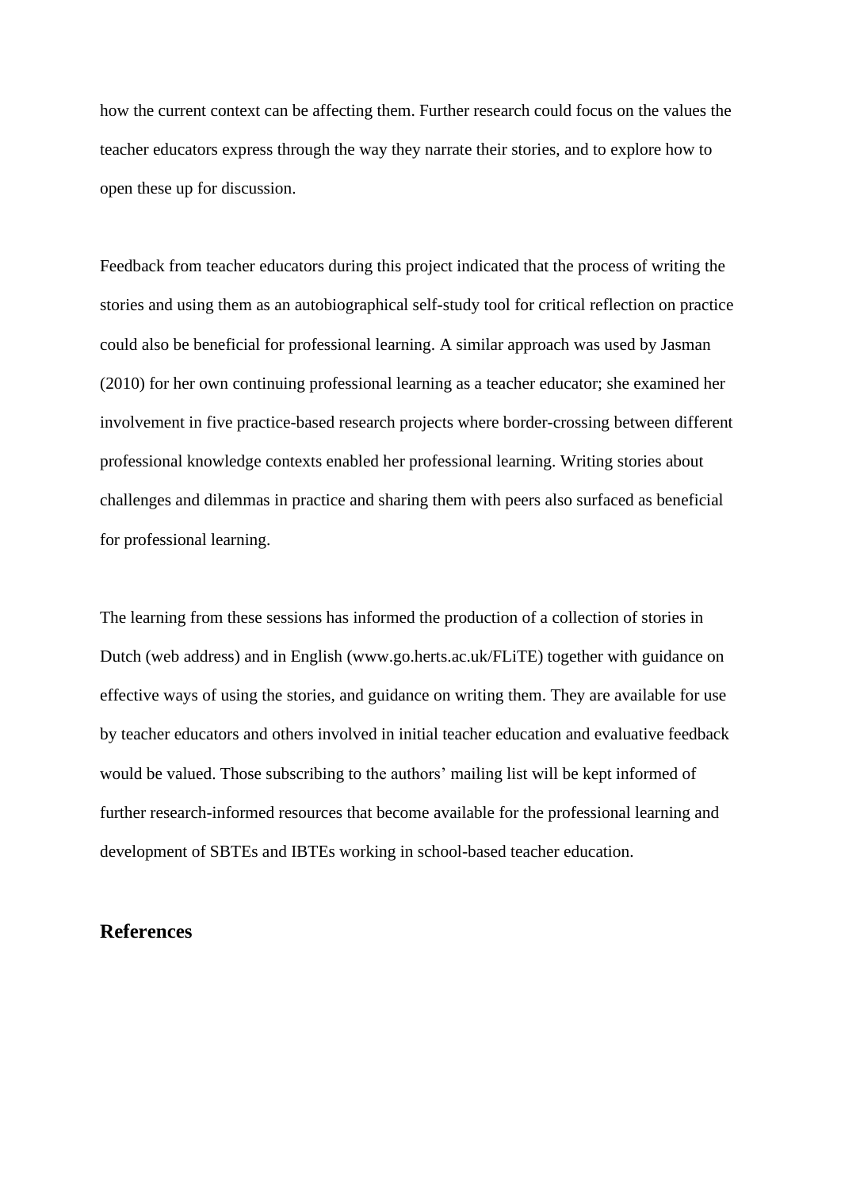how the current context can be affecting them. Further research could focus on the values the teacher educators express through the way they narrate their stories, and to explore how to open these up for discussion.

Feedback from teacher educators during this project indicated that the process of writing the stories and using them as an autobiographical self-study tool for critical reflection on practice could also be beneficial for professional learning. A similar approach was used by Jasman (2010) for her own continuing professional learning as a teacher educator; she examined her involvement in five practice-based research projects where border-crossing between different professional knowledge contexts enabled her professional learning. Writing stories about challenges and dilemmas in practice and sharing them with peers also surfaced as beneficial for professional learning.

The learning from these sessions has informed the production of a collection of stories in Dutch (web address) and in English (www.go.herts.ac.uk/FLiTE) together with guidance on effective ways of using the stories, and guidance on writing them. They are available for use by teacher educators and others involved in initial teacher education and evaluative feedback would be valued. Those subscribing to the authors' mailing list will be kept informed of further research-informed resources that become available for the professional learning and development of SBTEs and IBTEs working in school-based teacher education.

## References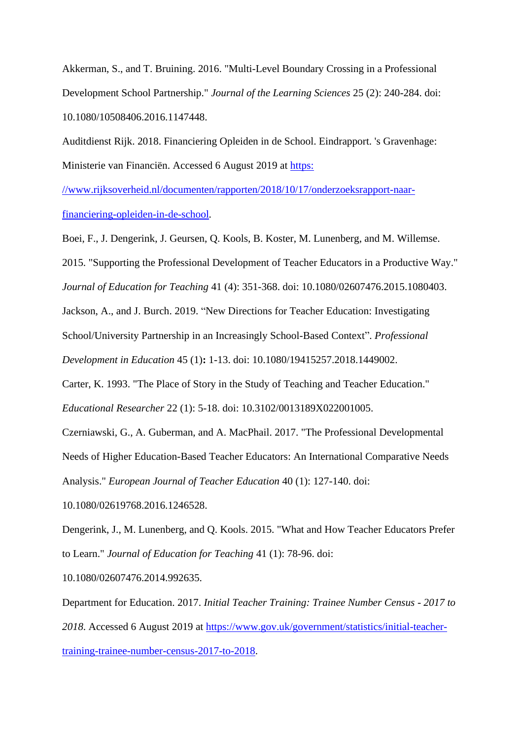Akkerman, S., and T. Bruining. 2016. "Multi-Level Boundary Crossing in a Professional Development School Partnership." *Journal of the Learning Sciences* 25 (2): 240-284. doi: 10.1080/10508406.2016.1147448.

Auditdienst Rijk. 2018. Financiering Opleiden in de School. Eindrapport. 's Gravenhage: Ministerie van Financiën. Accessed 6 August 2019 at https://www.rijksoverheid.nl/documenten/rapporten/2018/10/17/onderzoeksrapport-naar-financiering-opleiden-in-de-school.

Boei, F., J. Dengerink, J. Geursen, Q. Kools, B. Koster, M. Lunenberg, and M. Willemse. 2015. "Supporting the Professional Development of Teacher Educators in a Productive Way." *Journal of Education for Teaching* 41 (4): 351-368. doi: 10.1080/02607476.2015.1080403.

Jackson, A., and J. Burch. 2019. "New Directions for Teacher Education: Investigating School/University Partnership in an Increasingly School-Based Context". *Professional Development in Education* 45 (1)**:** 1-13. doi: 10.1080/19415257.2018.1449002.

Carter, K. 1993. "The Place of Story in the Study of Teaching and Teacher Education." *Educational Researcher* 22 (1): 5-18. doi: 10.3102/0013189X022001005.

Czerniawski, G., A. Guberman, and A. MacPhail. 2017. "The Professional Developmental Needs of Higher Education-Based Teacher Educators: An International Comparative Needs Analysis." *European Journal of Teacher Education* 40 (1): 127-140. doi: 10.1080/02619768.2016.1246528.

Dengerink, J., M. Lunenberg, and Q. Kools. 2015. "What and How Teacher Educators Prefer to Learn." *Journal of Education for Teaching* 41 (1): 78-96. doi: 10.1080/02607476.2014.992635.

Department for Education. 2017. *Initial Teacher Training: Trainee Number Census - 2017 to 2018.* Accessed 6 August 2019 at https://www.gov.uk/government/statistics/initial-teacher-training-trainee-number-census-2017-to-2018.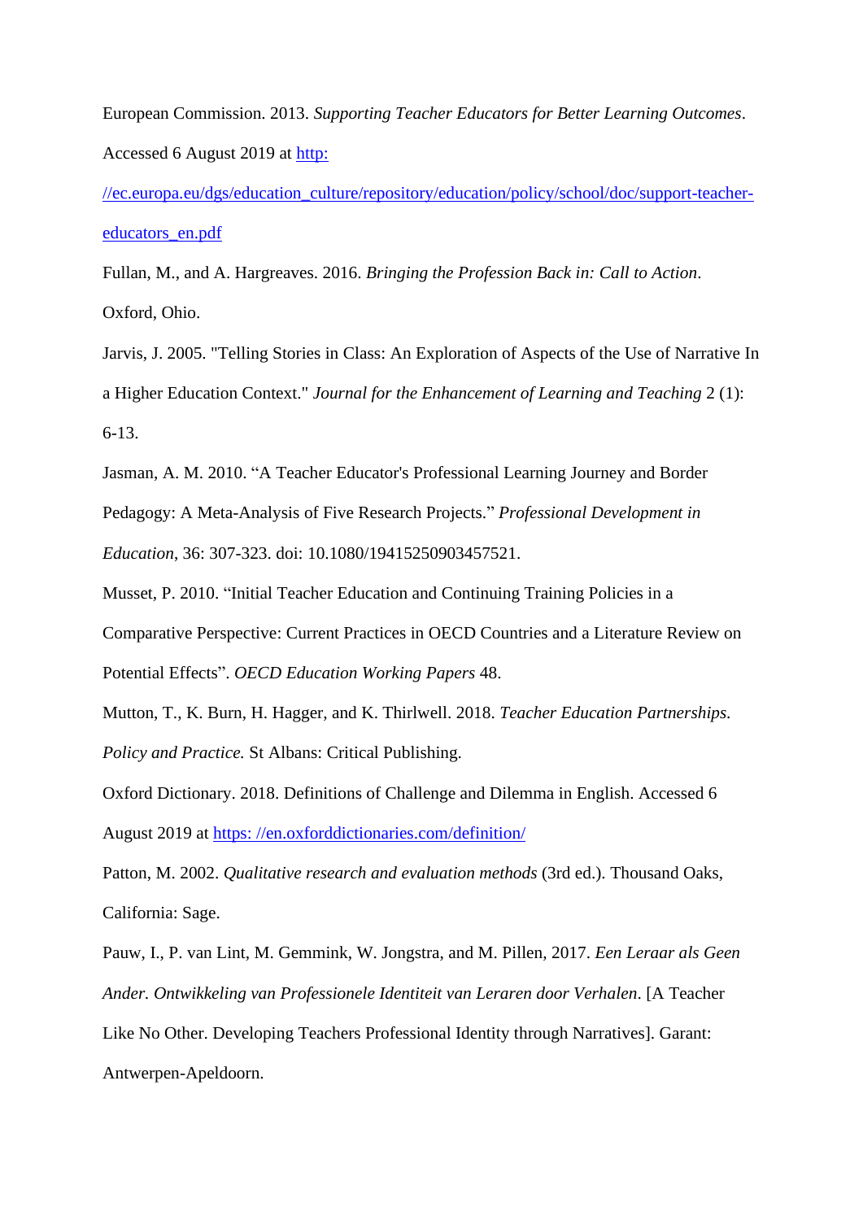European Commission. 2013. *Supporting Teacher Educators for Better Learning Outcomes*. Accessed 6 August 2019 at http://ec.europa.eu/dgs/education_culture/repository/education/policy/school/doc/support-teacher-educators_en.pdf

Fullan, M., and A. Hargreaves. 2016. *Bringing the Profession Back in: Call to Action*. Oxford, Ohio.

Jarvis, J. 2005. "Telling Stories in Class: An Exploration of Aspects of the Use of Narrative In a Higher Education Context." *Journal for the Enhancement of Learning and Teaching* 2 (1): 6-13.

Jasman, A. M. 2010. "A Teacher Educator's Professional Learning Journey and Border Pedagogy: A Meta-Analysis of Five Research Projects." *Professional Development in Education*, 36: 307-323. doi: 10.1080/19415250903457521.

Musset, P. 2010. "Initial Teacher Education and Continuing Training Policies in a Comparative Perspective: Current Practices in OECD Countries and a Literature Review on Potential Effects". *OECD Education Working Papers* 48.

Mutton, T., K. Burn, H. Hagger, and K. Thirlwell. 2018. *Teacher Education Partnerships. Policy and Practice.* St Albans: Critical Publishing.

Oxford Dictionary. 2018. Definitions of Challenge and Dilemma in English. Accessed 6 August 2019 at https: //en.oxforddictionaries.com/definition/

Patton, M. 2002. *Qualitative research and evaluation methods* (3rd ed.). Thousand Oaks, California: Sage.

Pauw, I., P. van Lint, M. Gemmink, W. Jongstra, and M. Pillen, 2017. *Een Leraar als Geen Ander. Ontwikkeling van Professionele Identiteit van Leraren door Verhalen*. [A Teacher Like No Other. Developing Teachers Professional Identity through Narratives]. Garant: Antwerpen-Apeldoorn.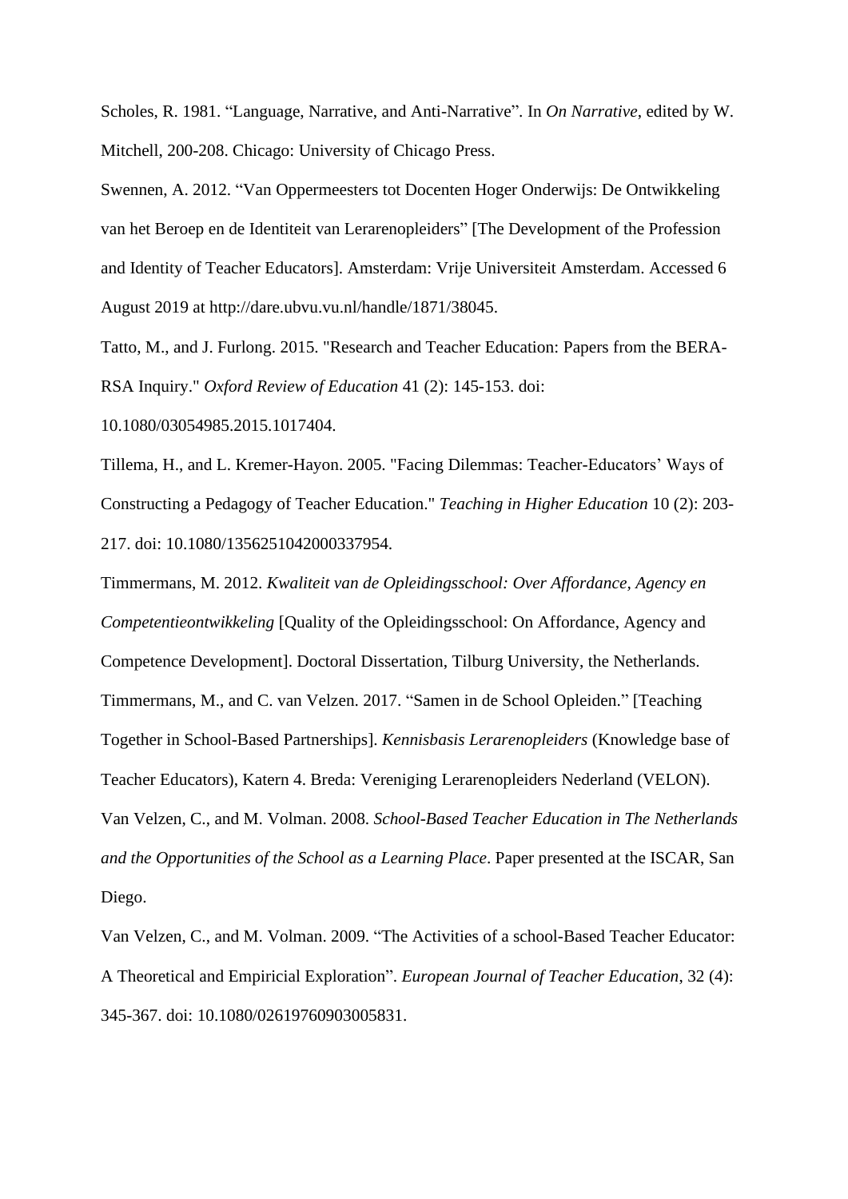Scholes, R. 1981. “Language, Narrative, and Anti-Narrative”. In *On Narrative*, edited by W. Mitchell, 200-208. Chicago: University of Chicago Press.

Swennen, A. 2012. “Van Oppermeesters tot Docenten Hoger Onderwijs: De Ontwikkeling van het Beroep en de Identiteit van Lerarenopleiders” [The Development of the Profession and Identity of Teacher Educators]. Amsterdam: Vrije Universiteit Amsterdam. Accessed 6 August 2019 at http://dare.ubvu.vu.nl/handle/1871/38045.

Tatto, M., and J. Furlong. 2015. "Research and Teacher Education: Papers from the BERA-RSA Inquiry." *Oxford Review of Education* 41 (2): 145-153. doi: 10.1080/03054985.2015.1017404.

Tillema, H., and L. Kremer-Hayon. 2005. "Facing Dilemmas: Teacher-Educators’ Ways of Constructing a Pedagogy of Teacher Education." *Teaching in Higher Education* 10 (2): 203-217. doi: 10.1080/1356251042000337954.

Timmermans, M. 2012. *Kwaliteit van de Opleidingsschool: Over Affordance, Agency en Competentieontwikkeling* [Quality of the Opleidingsschool: On Affordance, Agency and Competence Development]. Doctoral Dissertation, Tilburg University, the Netherlands.

Timmermans, M., and C. van Velzen. 2017. “Samen in de School Opleiden.” [Teaching Together in School-Based Partnerships]. *Kennisbasis Lerarenopleiders* (Knowledge base of Teacher Educators), Katern 4. Breda: Vereniging Lerarenopleiders Nederland (VELON).

Van Velzen, C., and M. Volman. 2008. *School-Based Teacher Education in The Netherlands and the Opportunities of the School as a Learning Place*. Paper presented at the ISCAR, San Diego.

Van Velzen, C., and M. Volman. 2009. “The Activities of a school-Based Teacher Educator: A Theoretical and Empiricial Exploration”. *European Journal of Teacher Education*, 32 (4): 345-367. doi: 10.1080/02619760903005831.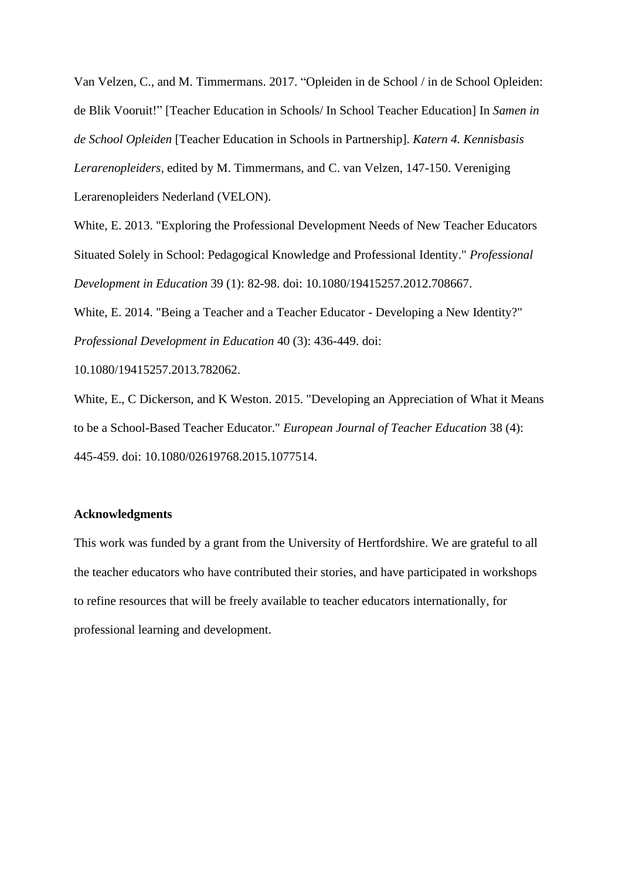Van Velzen, C., and M. Timmermans. 2017. “Opleiden in de School / in de School Opleiden: de Blik Vooruit!” [Teacher Education in Schools/ In School Teacher Education] In *Samen in de School Opleiden* [Teacher Education in Schools in Partnership]. *Katern 4. Kennisbasis Lerarenopleiders,* edited by M. Timmermans, and C. van Velzen, 147-150. Vereniging Lerarenopleiders Nederland (VELON).

White, E. 2013. "Exploring the Professional Development Needs of New Teacher Educators Situated Solely in School: Pedagogical Knowledge and Professional Identity." *Professional Development in Education* 39 (1): 82-98. doi: 10.1080/19415257.2012.708667.

White, E. 2014. "Being a Teacher and a Teacher Educator - Developing a New Identity?" *Professional Development in Education* 40 (3): 436-449. doi: 10.1080/19415257.2013.782062.

White, E., C Dickerson, and K Weston. 2015. "Developing an Appreciation of What it Means to be a School-Based Teacher Educator." *European Journal of Teacher Education* 38 (4): 445-459. doi: 10.1080/02619768.2015.1077514.

**Acknowledgments**

This work was funded by a grant from the University of Hertfordshire. We are grateful to all the teacher educators who have contributed their stories, and have participated in workshops to refine resources that will be freely available to teacher educators internationally, for professional learning and development.